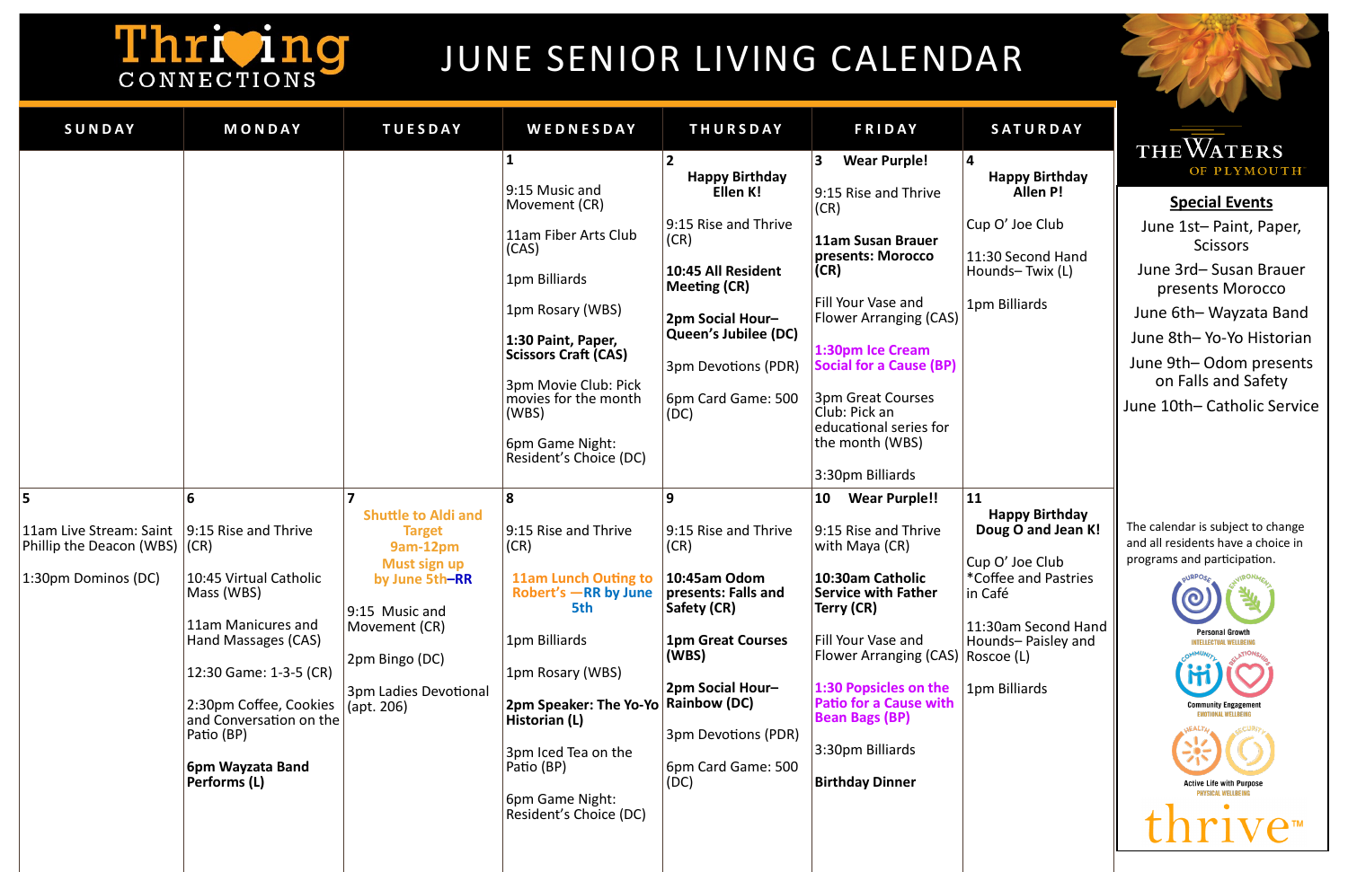# Thriving CONNECTIONS

# JUNE SENIOR LIVING CALENDAR

THE WATERS OF PLYMOUTH

| SUNDAY | MONDAY | TUESDAY | WEDNESDAY | THURSDAY | FRIDAY | SATURDAY |
|---|---|---|---|---|---|---|
| | | | **1**<br><br>9:15 Music and Movement (CR)<br><br>11am Fiber Arts Club (CAS)<br><br>1pm Billiards<br><br>1pm Rosary (WBS)<br><br>**1:30 Paint, Paper, Scissors Craft (CAS)**<br><br>3pm Movie Club: Pick movies for the month (WBS)<br><br>6pm Game Night: Resident's Choice (DC) | **2**<br>**Happy Birthday Ellen K!**<br><br>9:15 Rise and Thrive (CR)<br><br>**10:45 All Resident Meeting (CR)**<br><br>**2pm Social Hour– Queen's Jubilee (DC)**<br><br>3pm Devotions (PDR)<br><br>6pm Card Game: 500 (DC) | **3 Wear Purple!**<br><br>9:15 Rise and Thrive (CR)<br><br>**11am Susan Brauer presents: Morocco (CR)**<br><br>Fill Your Vase and Flower Arranging (CAS)<br><br>**1:30pm Ice Cream Social for a Cause (BP)**<br><br>3pm Great Courses Club: Pick an educational series for the month (WBS)<br><br>3:30pm Billiards | **4**<br>**Happy Birthday Allen P!**<br><br>Cup O' Joe Club<br><br>11:30 Second Hand Hounds– Twix (L)<br><br>1pm Billiards |
| **5**<br><br>11am Live Stream: Saint Phillip the Deacon (WBS)<br><br>1:30pm Dominos (DC) | **6**<br><br>9:15 Rise and Thrive (CR)<br><br>10:45 Virtual Catholic Mass (WBS)<br><br>11am Manicures and Hand Massages (CAS)<br><br>12:30 Game: 1-3-5 (CR)<br><br>2:30pm Coffee, Cookies and Conversation on the Patio (BP)<br><br>**6pm Wayzata Band Performs (L)** | **7**<br>**Shuttle to Aldi and Target 9am-12pm Must sign up by June 5th–RR**<br><br>9:15 Music and Movement (CR)<br><br>2pm Bingo (DC)<br><br>3pm Ladies Devotional (apt. 206) | **8**<br><br>9:15 Rise and Thrive (CR)<br><br>**11am Lunch Outing to Robert's —RR by June 5th**<br><br>1pm Billiards<br><br>1pm Rosary (WBS)<br><br>**2pm Speaker: The Yo-Yo Historian (L)**<br><br>3pm Iced Tea on the Patio (BP)<br><br>6pm Game Night: Resident's Choice (DC) | **9**<br><br>9:15 Rise and Thrive (CR)<br><br>**10:45am Odom presents: Falls and Safety (CR)**<br><br>**1pm Great Courses (WBS)**<br><br>**2pm Social Hour– Rainbow (DC)**<br><br>3pm Devotions (PDR)<br><br>6pm Card Game: 500 (DC) | **10 Wear Purple!!**<br><br>9:15 Rise and Thrive with Maya (CR)<br><br>**10:30am Catholic Service with Father Terry (CR)**<br><br>Fill Your Vase and Flower Arranging (CAS)<br><br>**1:30 Popsicles on the Patio for a Cause with Bean Bags (BP)**<br><br>3:30pm Billiards<br><br>**Birthday Dinner** | **11**<br>**Happy Birthday Doug O and Jean K!**<br><br>Cup O' Joe Club *Coffee and Pastries in Café<br><br>11:30am Second Hand Hounds– Paisley and Roscoe (L)<br><br>1pm Billiards |

## Special Events

- June 1st– Paint, Paper, Scissors
- June 3rd– Susan Brauer presents Morocco
- June 6th– Wayzata Band
- June 8th– Yo-Yo Historian
- June 9th– Odom presents on Falls and Safety
- June 10th– Catholic Service

The calendar is subject to change and all residents have a choice in programs and participation.

PURPOSE / ENVIRONMENT — Personal Growth — INTELLECTUAL WELLBEING

COMMUNITY / RELATIONSHIPS — Community Engagement — EMOTIONAL WELLBEING

HEALTH / SECURITY — Active Life with Purpose — PHYSICAL WELLBEING

thrive™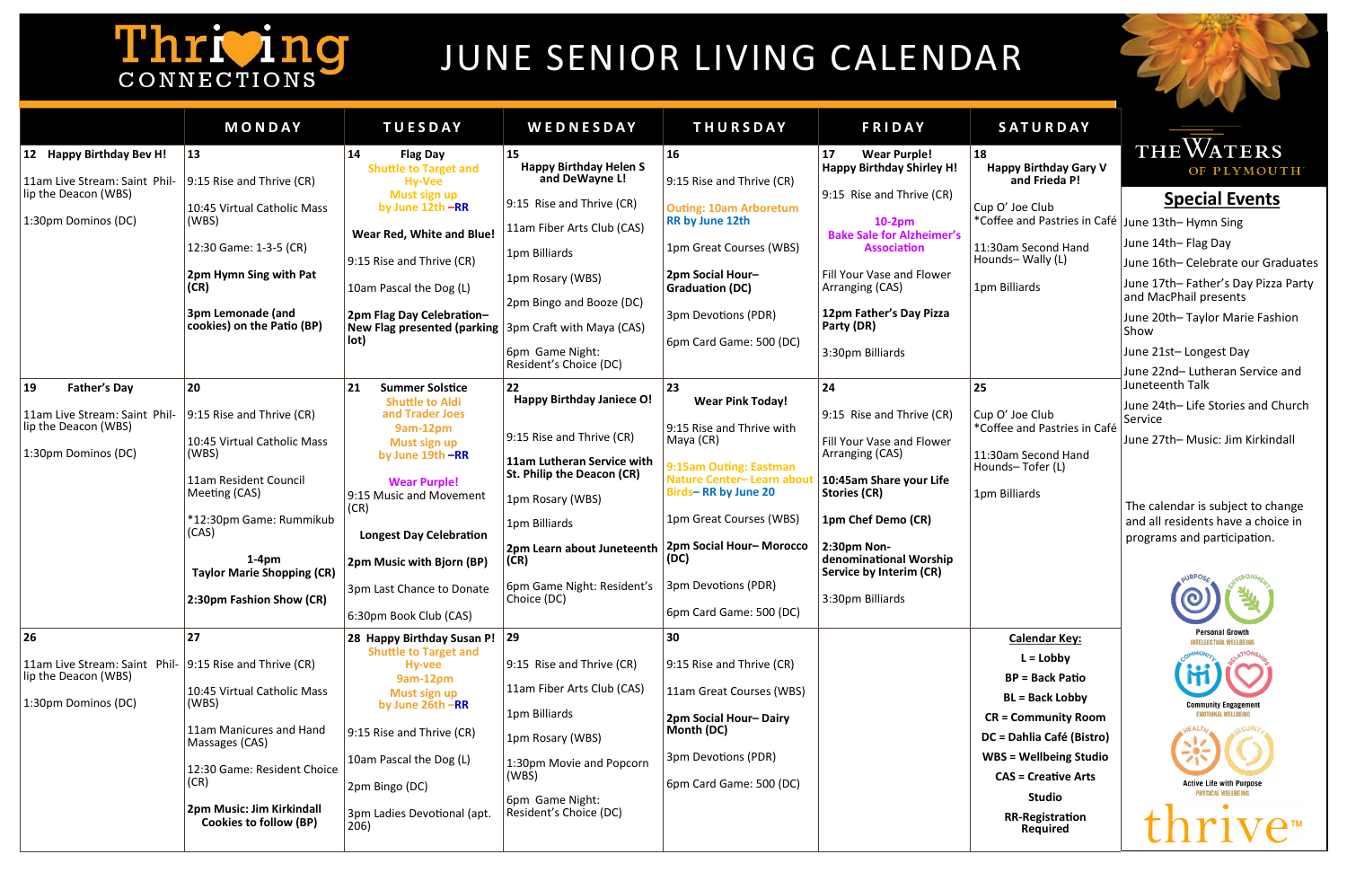# Thriving CONNECTIONS

# JUNE SENIOR LIVING CALENDAR

| | MONDAY | TUESDAY | WEDNESDAY | THURSDAY | FRIDAY | SATURDAY |
|---|---|---|---|---|---|---|
| 12 **Happy Birthday Bev H!**<br><br>11am Live Stream: Saint Phillip the Deacon (WBS)<br><br>1:30pm Dominos (DC) | 13<br><br>9:15 Rise and Thrive (CR)<br><br>10:45 Virtual Catholic Mass (WBS)<br><br>12:30 Game: 1-3-5 (CR)<br><br>**2pm Hymn Sing with Pat (CR)**<br><br>**3pm Lemonade (and cookies) on the Patio (BP)** | 14 **Flag Day**<br>Shuttle to Target and Hy-Vee<br>Must sign up by June 12th –**RR**<br><br>**Wear Red, White and Blue!**<br><br>9:15 Rise and Thrive (CR)<br><br>10am Pascal the Dog (L)<br><br>**2pm Flag Day Celebration– New Flag presented (parking lot)** | 15<br>**Happy Birthday Helen S and DeWayne L!**<br><br>9:15 Rise and Thrive (CR)<br><br>11am Fiber Arts Club (CAS)<br><br>1pm Billiards<br><br>1pm Rosary (WBS)<br><br>2pm Bingo and Booze (DC)<br><br>3pm Craft with Maya (CAS)<br><br>6pm Game Night: Resident's Choice (DC) | 16<br><br>9:15 Rise and Thrive (CR)<br><br>Outing: 10am Arboretum<br>RR by June 12th<br><br>1pm Great Courses (WBS)<br><br>**2pm Social Hour– Graduation (DC)**<br><br>3pm Devotions (PDR)<br><br>6pm Card Game: 500 (DC) | 17 **Wear Purple!**<br>**Happy Birthday Shirley H!**<br><br>9:15 Rise and Thrive (CR)<br><br>10-2pm<br>**Bake Sale for Alzheimer's Association**<br><br>Fill Your Vase and Flower Arranging (CAS)<br><br>**12pm Father's Day Pizza Party (DR)**<br><br>3:30pm Billiards | 18<br>**Happy Birthday Gary V and Frieda P!**<br><br>Cup O' Joe Club<br>*Coffee and Pastries in Café<br><br>11:30am Second Hand Hounds– Wally (L)<br><br>1pm Billiards |
| 19 **Father's Day**<br><br>11am Live Stream: Saint Phillip the Deacon (WBS)<br><br>1:30pm Dominos (DC) | 20<br><br>9:15 Rise and Thrive (CR)<br><br>10:45 Virtual Catholic Mass (WBS)<br><br>11am Resident Council Meeting (CAS)<br><br>*12:30pm Game: Rummikub (CAS)<br><br>**1-4pm Taylor Marie Shopping (CR)**<br><br>**2:30pm Fashion Show (CR)** | 21 **Summer Solstice**<br>Shuttle to Aldi and Trader Joes<br>9am-12pm<br>Must sign up by June 19th –**RR**<br><br>**Wear Purple!**<br>9:15 Music and Movement (CR)<br><br>**Longest Day Celebration**<br><br>**2pm Music with Bjorn (BP)**<br><br>3pm Last Chance to Donate<br><br>6:30pm Book Club (CAS) | 22<br>**Happy Birthday Janiece O!**<br><br>9:15 Rise and Thrive (CR)<br><br>**11am Lutheran Service with St. Philip the Deacon (CR)**<br><br>1pm Rosary (WBS)<br><br>1pm Billiards<br><br>**2pm Learn about Juneteenth (CR)**<br><br>6pm Game Night: Resident's Choice (DC) | 23<br>**Wear Pink Today!**<br><br>9:15 Rise and Thrive with Maya (CR)<br><br>9:15am Outing: Eastman Nature Center– Learn about Birds– **RR by June 20**<br><br>1pm Great Courses (WBS)<br><br>**2pm Social Hour– Morocco (DC)**<br><br>3pm Devotions (PDR)<br><br>6pm Card Game: 500 (DC) | 24<br><br>9:15 Rise and Thrive (CR)<br><br>Fill Your Vase and Flower Arranging (CAS)<br><br>**10:45am Share your Life Stories (CR)**<br><br>**1pm Chef Demo (CR)**<br><br>**2:30pm Non-denominational Worship Service by Interim (CR)**<br><br>3:30pm Billiards | 25<br><br>Cup O' Joe Club<br>*Coffee and Pastries in Café<br><br>11:30am Second Hand Hounds– Tofer (L)<br><br>1pm Billiards |
| 26<br><br>11am Live Stream: Saint Phillip the Deacon (WBS)<br><br>1:30pm Dominos (DC) | 27<br><br>9:15 Rise and Thrive (CR)<br><br>10:45 Virtual Catholic Mass (WBS)<br><br>11am Manicures and Hand Massages (CAS)<br><br>12:30 Game: Resident Choice (CR)<br><br>**2pm Music: Jim Kirkindall Cookies to follow (BP)** | 28 **Happy Birthday Susan P!**<br>Shuttle to Target and Hy-Vee<br>9am-12pm<br>Must sign up by June 26th –**RR**<br><br>9:15 Rise and Thrive (CR)<br><br>10am Pascal the Dog (L)<br><br>2pm Bingo (DC)<br><br>3pm Ladies Devotional (apt. 206) | 29<br><br>9:15 Rise and Thrive (CR)<br><br>11am Fiber Arts Club (CAS)<br><br>1pm Billiards<br><br>1pm Rosary (WBS)<br><br>1:30pm Movie and Popcorn (WBS)<br><br>6pm Game Night: Resident's Choice (DC) | 30<br><br>9:15 Rise and Thrive (CR)<br><br>11am Great Courses (WBS)<br><br>**2pm Social Hour– Dairy Month (DC)**<br><br>3pm Devotions (PDR)<br><br>6pm Card Game: 500 (DC) | | **Calendar Key:**<br>**L = Lobby**<br>**BP = Back Patio**<br>**BL = Back Lobby**<br>**CR = Community Room**<br>**DC = Dahlia Café (Bistro)**<br>**WBS = Wellbeing Studio**<br>**CAS = Creative Arts Studio**<br>**RR-Registration Required** |

THE WATERS OF PLYMOUTH

## Special Events

June 13th– Hymn Sing
June 14th– Flag Day
June 16th– Celebrate our Graduates
June 17th– Father's Day Pizza Party and MacPhail presents
June 20th– Taylor Marie Fashion Show
June 21st– Longest Day
June 22nd– Lutheran Service and Juneteenth Talk
June 24th– Life Stories and Church Service
June 27th– Music: Jim Kirkindall

The calendar is subject to change and all residents have a choice in programs and participation.

Purpose · Environment — Personal Growth — INTELLECTUAL WELLBEING
Community · Relationships — Community Engagement — EMOTIONAL WELLBEING
Health · Security — Active Life with Purpose — PHYSICAL WELLBEING

thrive™